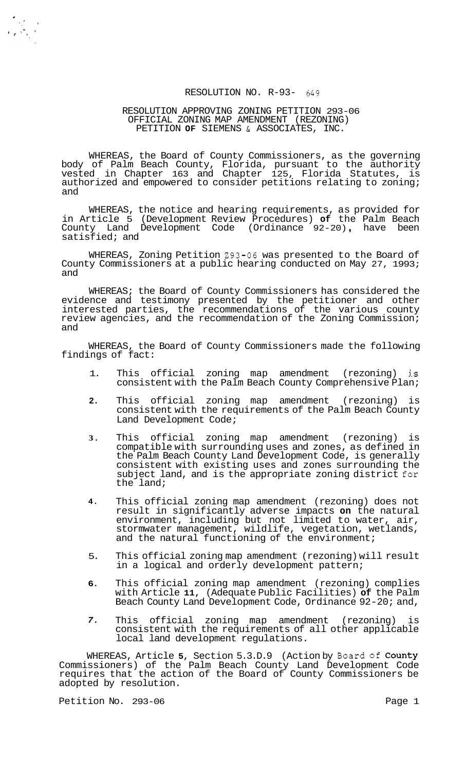RESOLUTION NO. R-93- 649

RESOLUTION APPROVING ZONING PETITION 293-06
OFFICIAL ZONING MAP AMENDMENT (REZONING)
PETITION **OF** SIEMENS & ASSOCIATES, INC.

WHEREAS, the Board of County Commissioners, as the governing body of Palm Beach County, Florida, pursuant to the authority vested in Chapter 163 and Chapter 125, Florida Statutes, is authorized and empowered to consider petitions relating to zoning; and

WHEREAS, the notice and hearing requirements, as provided for in Article 5 (Development Review Procedures) **of** the Palm Beach County Land Development Code (Ordinance 92-20)**,** have been satisfied; and

WHEREAS, Zoning Petition 293-06 was presented to the Board of County Commissioners at a public hearing conducted on May 27, 1993; and

WHEREAS; the Board of County Commissioners has considered the evidence and testimony presented by the petitioner and other interested parties, the recommendations of the various county review agencies, and the recommendation of the Zoning Commission; and

WHEREAS, the Board of County Commissioners made the following findings of fact:

1. This official zoning map amendment (rezoning) is consistent with the Palm Beach County Comprehensive Plan;

2. This official zoning map amendment (rezoning) is consistent with the requirements of the Palm Beach County Land Development Code;

3. This official zoning map amendment (rezoning) is compatible with surrounding uses and zones, as defined in the Palm Beach County Land Development Code, is generally consistent with existing uses and zones surrounding the subject land, and is the appropriate zoning district for the land;

4. This official zoning map amendment (rezoning) does not result in significantly adverse impacts **on** the natural environment, including but not limited to water, air, stormwater management, wildlife, vegetation, wetlands, and the natural functioning of the environment;

5. This official zoning map amendment (rezoning) will result in a logical and orderly development pattern;

6. This official zoning map amendment (rezoning) complies with Article **11**, (Adequate Public Facilities) **of** the Palm Beach County Land Development Code, Ordinance 92-20; and,

7. This official zoning map amendment (rezoning) is consistent with the requirements of all other applicable local land development regulations.

WHEREAS, Article **5**, Section 5.3.D.9 (Action by Board of **County** Commissioners) of the Palm Beach County Land Development Code requires that the action of the Board of County Commissioners be adopted by resolution.

Petition No. 293-06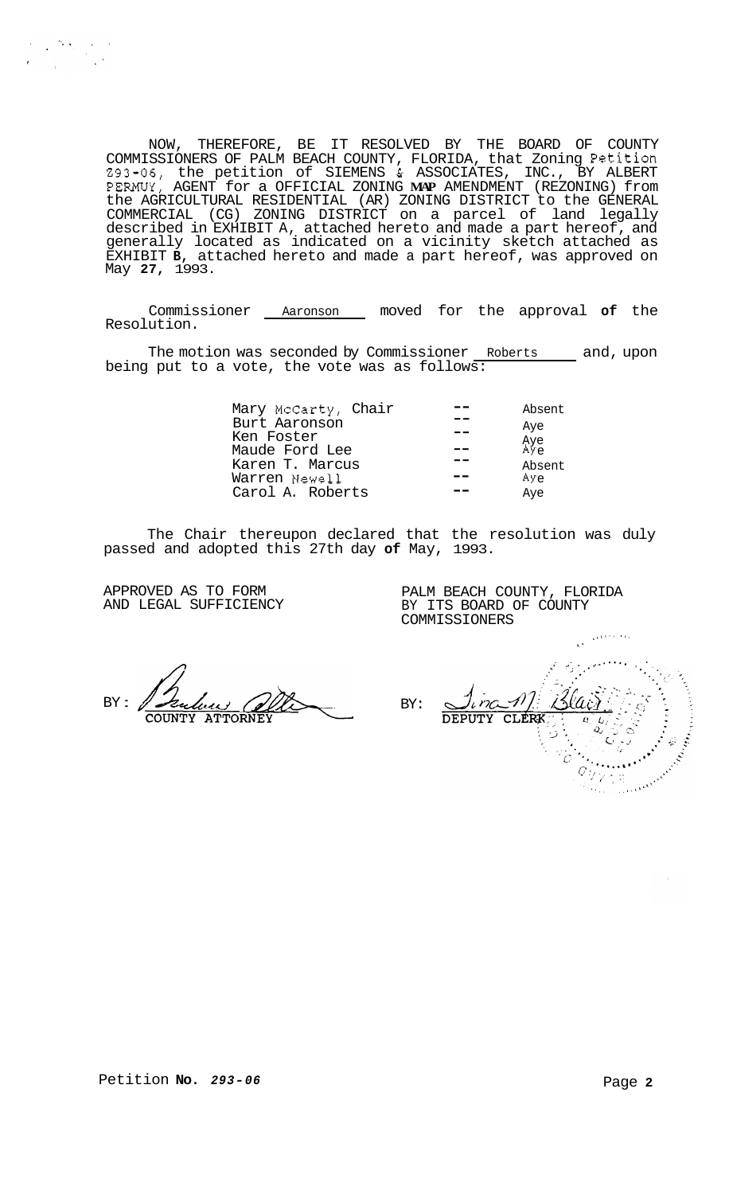NOW, THEREFORE, BE IT RESOLVED BY THE BOARD OF COUNTY COMMISSIONERS OF PALM BEACH COUNTY, FLORIDA, that Zoning Petition Z93-06, the petition of SIEMENS & ASSOCIATES, INC., BY ALBERT PERMUY, AGENT for a OFFICIAL ZONING MAP AMENDMENT (REZONING) from the AGRICULTURAL RESIDENTIAL (AR) ZONING DISTRICT to the GENERAL COMMERCIAL (CG) ZONING DISTRICT on a parcel of land legally described in EXHIBIT A, attached hereto and made a part hereof, and generally located as indicated on a vicinity sketch attached as EXHIBIT **B**, attached hereto and made a part hereof, was approved on May **27**, 1993.

Commissioner Aaronson moved for the approval **of** the Resolution.

The motion was seconded by Commissioner Roberts and, upon being put to a vote, the vote was as follows:

| | | |
|---|---|---|
| Mary McCarty, Chair | -- | Absent |
| Burt Aaronson | -- | Aye |
| Ken Foster | -- | Aye |
| Maude Ford Lee | -- | Aye |
| Karen T. Marcus | -- | Absent |
| Warren Newell | -- | Aye |
| Carol A. Roberts | -- | Aye |

The Chair thereupon declared that the resolution was duly passed and adopted this 27th day **of** May, 1993.

APPROVED AS TO FORM AND LEGAL SUFFICIENCY

BY: COUNTY ATTORNEY

PALM BEACH COUNTY, FLORIDA BY ITS BOARD OF COUNTY COMMISSIONERS

BY: DEPUTY CLERK

Petition **No.** ***Z93-06***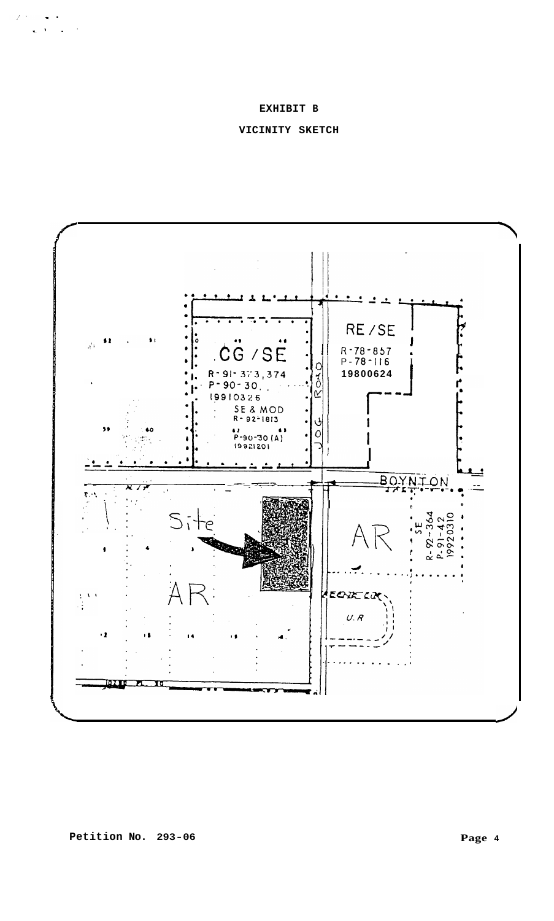**EXHIBIT B**

**VICINITY SKETCH**

CG / SE

R- 91- 373, 374

P- 90- 30

19910326

SE & MOD

R- 92-1813

P-90-30 (A)

19921201

JOG ROAD

RE / SE

R-78-857

P-78-116

19800624

BOYNTON

Site

AR

AR

SE

R-92-364

P-91-42

19920310

U.R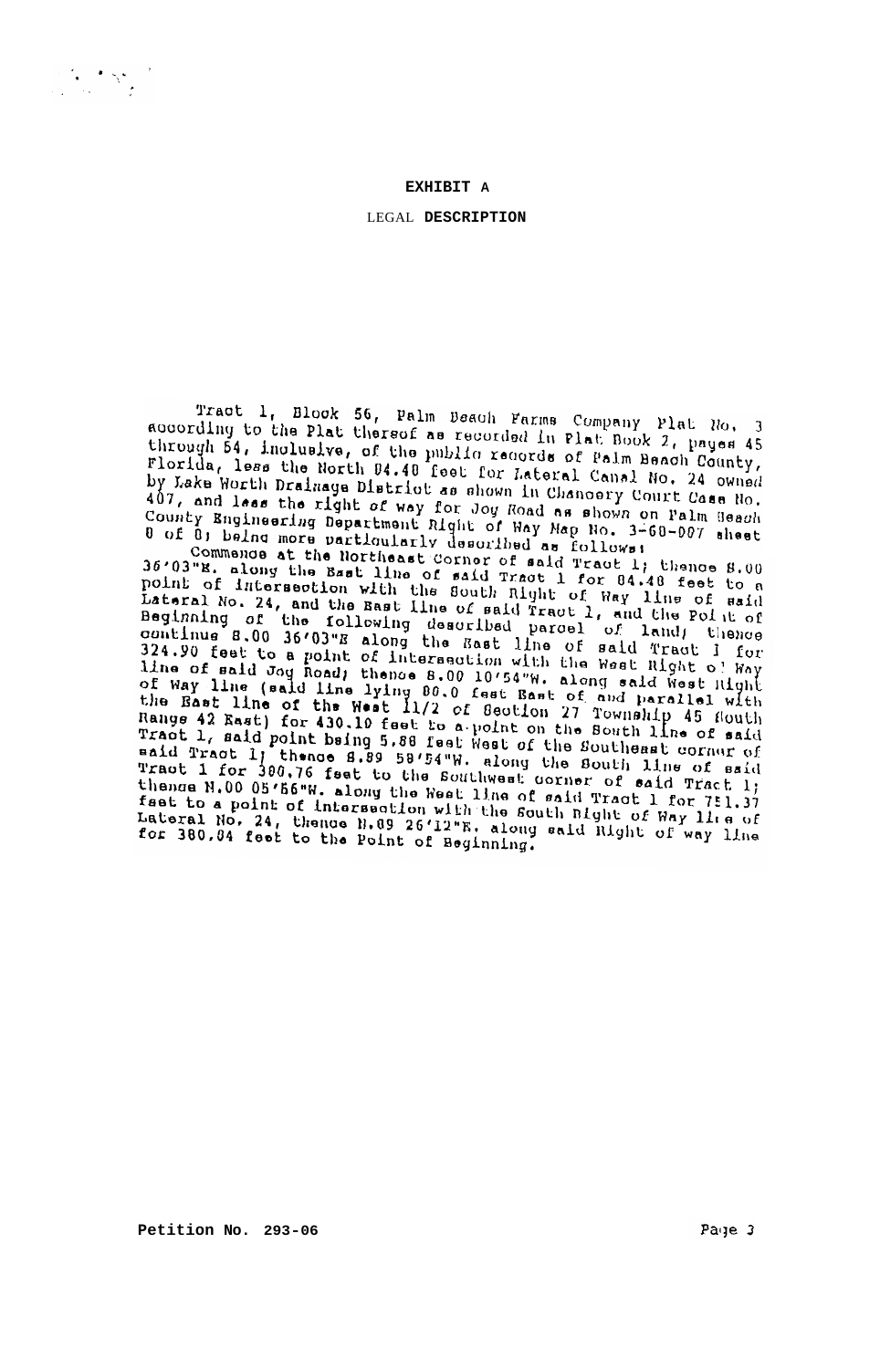**EXHIBIT A**

LEGAL **DESCRIPTION**

Tract 1, Block 56, Palm Beach Farms Company Plat No. 3 according to the Plat thereof as recorded in Plat Book 2, pages 45 through 54, inclusive, of the public records of Palm Beach County, Florida, less the North 84.40 feet for Lateral Canal No. 24 owned by Lake Worth Drainage District as shown in Chancery Court Case No. 407, and less the right of way for Joy Road as shown on Palm Beach County Engineering Department Right of Way Map No. 3-60-007 sheet 8 of 8; being more particularly described as follows:

Commence at the Northeast Corner of said Tract 1; thence S.00 36'03"E. along the East line of said Tract 1 for 84.40 feet to a point of intersection with the South Right of Way line of said Lateral No. 24, and the East line of said Tract 1, and the Point of Beginning of the following described parcel of land; thence continue S.00 36'03"E along the East line of said Tract 1 for 324.90 feet to a point of intersection with the West Right of Way line of said Joy Road; thence S.00 10'54"W. along said West Right of Way line (said line lying 80.0 feet East of and parallel with the East line of the West 1/2 of Section 27 Township 45 South Range 42 East) for 430.10 feet to a point on the South line of said Tract 1, said point being 5.88 feet West of the Southeast corner of said Tract 1; thence S.89 58'54"W. along the South line of said Tract 1 for 380.76 feet to the Southwest corner of said Tract 1; thence N.00 05'56"W. along the West line of said Tract 1 for 751.37 feet to a point of intersection with the South Right of Way line of Lateral No. 24, thence N.89 26'12"E. along said Right of way line for 380.04 feet to the Point of Beginning.

**Petition No. 293-06**